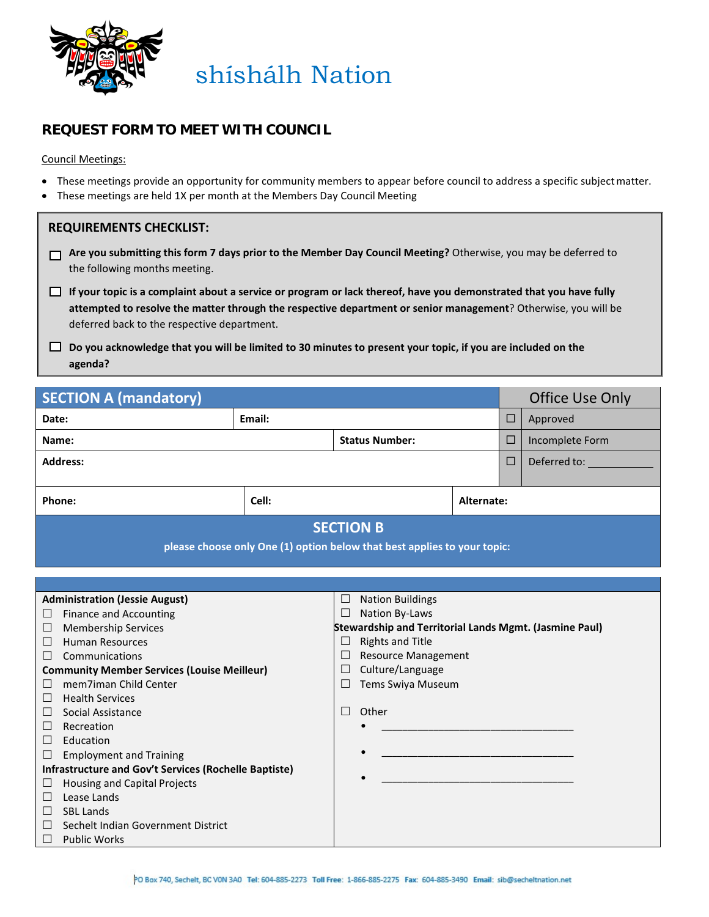shíshálh Nation

## REQUEST FORM TO MEET WITH COUNCIL

Council Meetings:

- These meetings provide an opportunity for community members to appear before council to address a specific subject matter.
- These meetings are held 1X per month at the Members Day Council Meeting

### REQUIREMENTS CHECKLIST:

☐ **Are you submitting this form 7 days prior to the Member Day Council Meeting?** Otherwise, you may be deferred to the following months meeting.

☐ **If your topic is a complaint about a service or program or lack thereof, have you demonstrated that you have fully attempted to resolve the matter through the respective department or senior management**? Otherwise, you will be deferred back to the respective department.

☐ **Do you acknowledge that you will be limited to 30 minutes to present your topic, if you are included on the agenda?**

| SECTION A (mandatory) | | | Office Use Only |
|---|---|---|---|
| **Date:** | **Email:** | | ☐ Approved |
| **Name:** | | **Status Number:** | ☐ Incomplete Form |
| **Address:** | | | ☐ Deferred to: ___________ |
| **Phone:** | **Cell:** | **Alternate:** | |

### SECTION B

**please choose only One (1) option below that best applies to your topic:**

**Administration (Jessie August)**
- ☐ Finance and Accounting
- ☐ Membership Services
- ☐ Human Resources
- ☐ Communications

**Community Member Services (Louise Meilleur)**
- ☐ mem7iman Child Center
- ☐ Health Services
- ☐ Social Assistance
- ☐ Recreation
- ☐ Education
- ☐ Employment and Training

**Infrastructure and Gov't Services (Rochelle Baptiste)**
- ☐ Housing and Capital Projects
- ☐ Lease Lands
- ☐ SBL Lands
- ☐ Sechelt Indian Government District
- ☐ Public Works
- ☐ Nation Buildings
- ☐ Nation By-Laws

**Stewardship and Territorial Lands Mgmt. (Jasmine Paul)**
- ☐ Rights and Title
- ☐ Resource Management
- ☐ Culture/Language
- ☐ Tems Swiya Museum

☐ Other
- ___________________________________
- ___________________________________
- ___________________________________

PO Box 740, Sechelt, BC V0N 3A0 **Tel:** 604-885-2273 **Toll Free:** 1-866-885-2275 **Fax:** 604-885-3490 **Email:** sib@secheltnation.net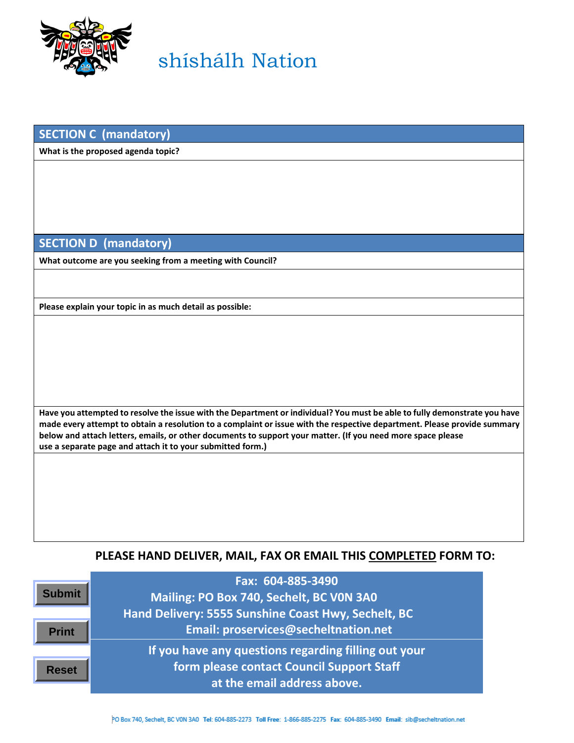shíshálh Nation

## SECTION C (mandatory)

**What is the proposed agenda topic?**

## SECTION D (mandatory)

**What outcome are you seeking from a meeting with Council?**

**Please explain your topic in as much detail as possible:**

**Have you attempted to resolve the issue with the Department or individual? You must be able to fully demonstrate you have made every attempt to obtain a resolution to a complaint or issue with the respective department. Please provide summary below and attach letters, emails, or other documents to support your matter. (If you need more space please use a separate page and attach it to your submitted form.)**

### PLEASE HAND DELIVER, MAIL, FAX OR EMAIL THIS COMPLETED FORM TO:

Submit

Print

Reset

**Fax: 604-885-3490**
**Mailing: PO Box 740, Sechelt, BC V0N 3A0**
**Hand Delivery: 5555 Sunshine Coast Hwy, Sechelt, BC**
**Email: proservices@secheltnation.net**

**If you have any questions regarding filling out your form please contact Council Support Staff at the email address above.**

PO Box 740, Sechelt, BC V0N 3A0 **Tel**: 604-885-2273 **Toll Free**: 1-866-885-2275 **Fax**: 604-885-3490 **Email**: sib@secheltnation.net